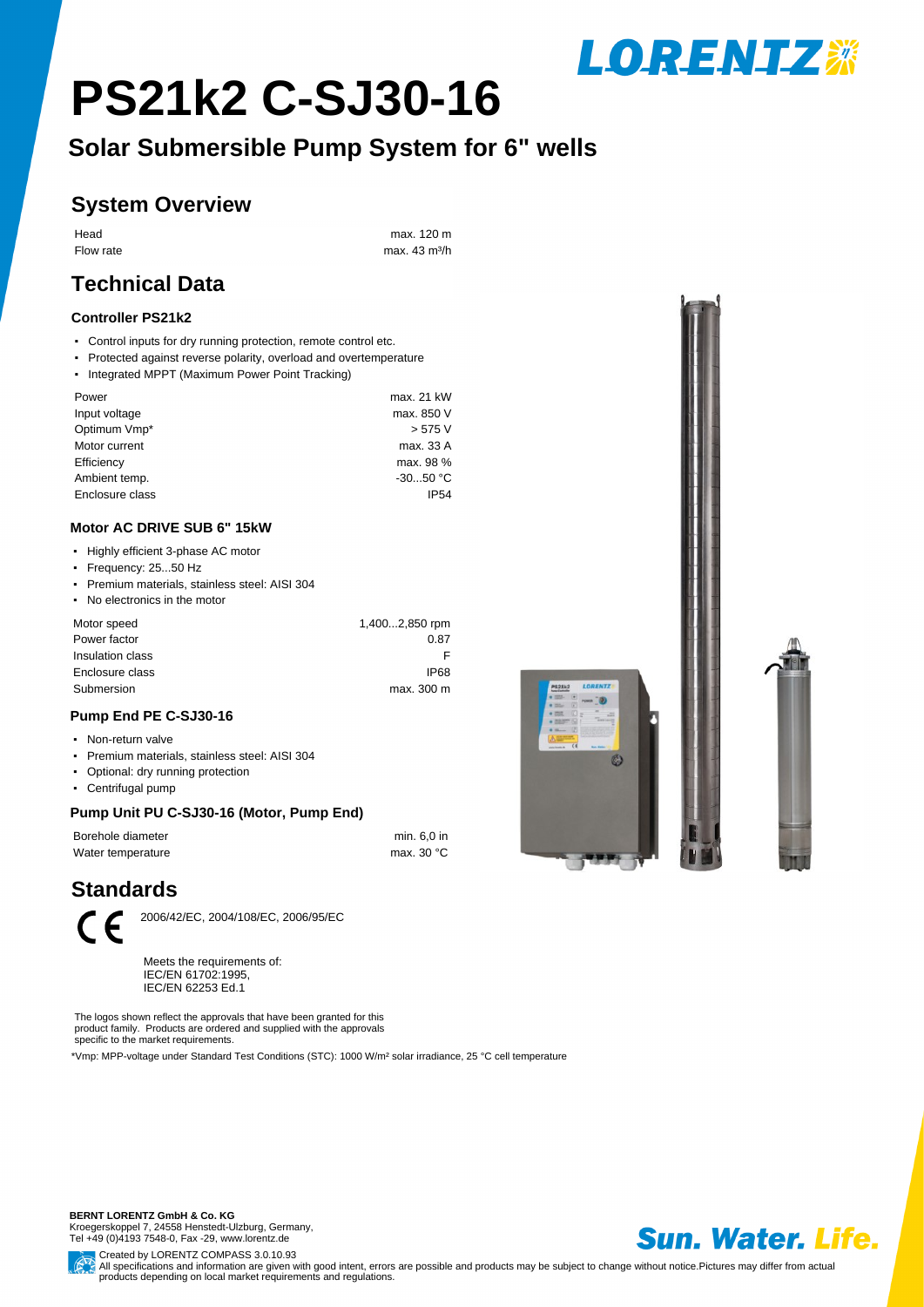LORENTZ

# PS21k2 C-SJ30-16

## Solar Submersible Pump System for 6" wells

## System Overview

| | |
|---|---|
| Head | max. 120 m |
| Flow rate | max. 43 m³/h |

## Technical Data

### Controller PS21k2

- Control inputs for dry running protection, remote control etc.
- Protected against reverse polarity, overload and overtemperature
- Integrated MPPT (Maximum Power Point Tracking)

| | |
|---|---|
| Power | max. 21 kW |
| Input voltage | max. 850 V |
| Optimum Vmp* | > 575 V |
| Motor current | max. 33 A |
| Efficiency | max. 98 % |
| Ambient temp. | -30...50 °C |
| Enclosure class | IP54 |

### Motor AC DRIVE SUB 6" 15kW

- Highly efficient 3-phase AC motor
- Frequency: 25...50 Hz
- Premium materials, stainless steel: AISI 304
- No electronics in the motor

| | |
|---|---|
| Motor speed | 1,400...2,850 rpm |
| Power factor | 0.87 |
| Insulation class | F |
| Enclosure class | IP68 |
| Submersion | max. 300 m |

### Pump End PE C-SJ30-16

- Non-return valve
- Premium materials, stainless steel: AISI 304
- Optional: dry running protection
- Centrifugal pump

### Pump Unit PU C-SJ30-16 (Motor, Pump End)

| | |
|---|---|
| Borehole diameter | min. 6,0 in |
| Water temperature | max. 30 °C |

## Standards

CE 2006/42/EC, 2004/108/EC, 2006/95/EC

Meets the requirements of:
IEC/EN 61702:1995,
IEC/EN 62253 Ed.1

The logos shown reflect the approvals that have been granted for this product family. Products are ordered and supplied with the approvals specific to the market requirements.

*Vmp: MPP-voltage under Standard Test Conditions (STC): 1000 W/m² solar irradiance, 25 °C cell temperature

**BERNT LORENTZ GmbH & Co. KG**
Kroegerskoppel 7, 24558 Henstedt-Ulzburg, Germany,
Tel +49 (0)4193 7548-0, Fax -29, www.lorentz.de

Created by LORENTZ COMPASS 3.0.10.93
All specifications and information are given with good intent, errors are possible and products may be subject to change without notice.Pictures may differ from actual products depending on local market requirements and regulations.

Sun. Water. Life.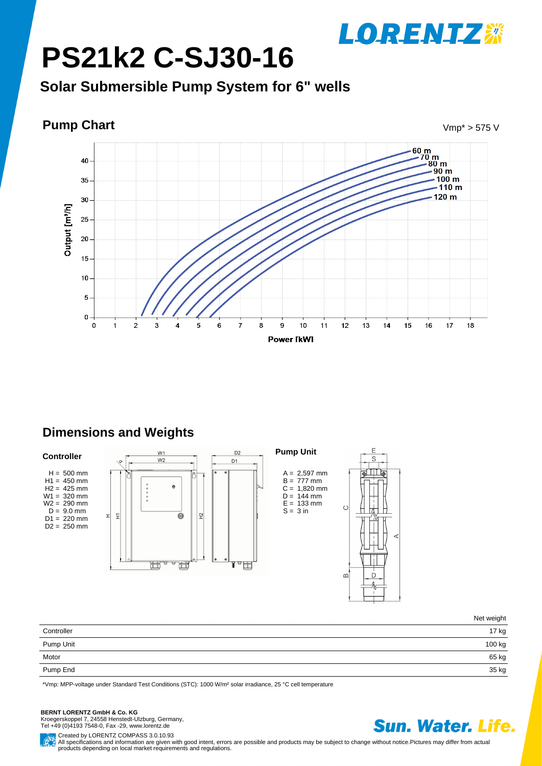# PS21k2 C-SJ30-16

## Solar Submersible Pump System for 6" wells

## Pump Chart

Vmp* > 575 V

Output [m³/h]

40
35
30
25
20
15
10
5
0

0 1 2 3 4 5 6 7 8 9 10 11 12 13 14 15 16 17 18

Power [kW]

60 m
70 m
80 m
90 m
100 m
110 m
120 m

## Dimensions and Weights

### Controller

H = 500 mm
H1 = 450 mm
H2 = 425 mm
W1 = 320 mm
W2 = 290 mm
D = 9.0 mm
D1 = 220 mm
D2 = 250 mm

W1
W2
D2
D1
H
H1
H2

### Pump Unit

A = 2,597 mm
B = 777 mm
C = 1,820 mm
D = 144 mm
E = 133 mm
S = 3 in

E
S
C
A
B
D

| | Net weight |
|---|---|
| Controller | 17 kg |
| Pump Unit | 100 kg |
| Motor | 65 kg |
| Pump End | 35 kg |

*Vmp: MPP-voltage under Standard Test Conditions (STC): 1000 W/m² solar irradiance, 25 °C cell temperature

**BERNT LORENTZ GmbH & Co. KG**
Kroegerskoppel 7, 24558 Henstedt-Ulzburg, Germany,
Tel +49 (0)4193 7548-0, Fax -29, www.lorentz.de

Sun. Water. Life.

Created by LORENTZ COMPASS 3.0.10.93
All specifications and information are given with good intent, errors are possible and products may be subject to change without notice.Pictures may differ from actual products depending on local market requirements and regulations.